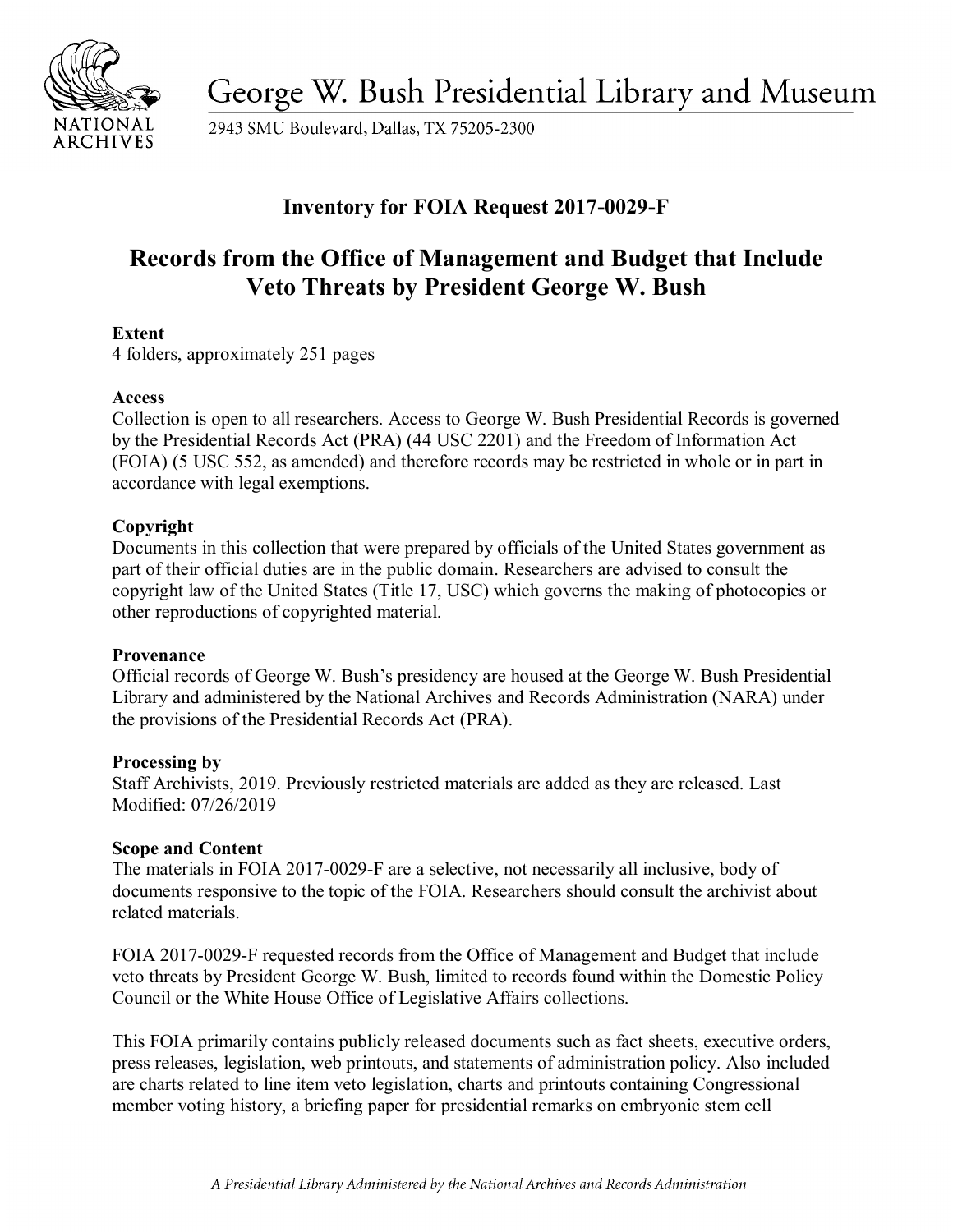George W. Bush Presidential Library and Museum

2943 SMU Boulevard, Dallas, TX 75205-2300

## Inventory for FOIA Request 2017-0029-F

# Records from the Office of Management and Budget that Include Veto Threats by President George W. Bush

**Extent**
4 folders, approximately 251 pages

**Access**
Collection is open to all researchers. Access to George W. Bush Presidential Records is governed by the Presidential Records Act (PRA) (44 USC 2201) and the Freedom of Information Act (FOIA) (5 USC 552, as amended) and therefore records may be restricted in whole or in part in accordance with legal exemptions.

**Copyright**
Documents in this collection that were prepared by officials of the United States government as part of their official duties are in the public domain. Researchers are advised to consult the copyright law of the United States (Title 17, USC) which governs the making of photocopies or other reproductions of copyrighted material.

**Provenance**
Official records of George W. Bush's presidency are housed at the George W. Bush Presidential Library and administered by the National Archives and Records Administration (NARA) under the provisions of the Presidential Records Act (PRA).

**Processing by**
Staff Archivists, 2019. Previously restricted materials are added as they are released. Last Modified: 07/26/2019

**Scope and Content**
The materials in FOIA 2017-0029-F are a selective, not necessarily all inclusive, body of documents responsive to the topic of the FOIA. Researchers should consult the archivist about related materials.

FOIA 2017-0029-F requested records from the Office of Management and Budget that include veto threats by President George W. Bush, limited to records found within the Domestic Policy Council or the White House Office of Legislative Affairs collections.

This FOIA primarily contains publicly released documents such as fact sheets, executive orders, press releases, legislation, web printouts, and statements of administration policy. Also included are charts related to line item veto legislation, charts and printouts containing Congressional member voting history, a briefing paper for presidential remarks on embryonic stem cell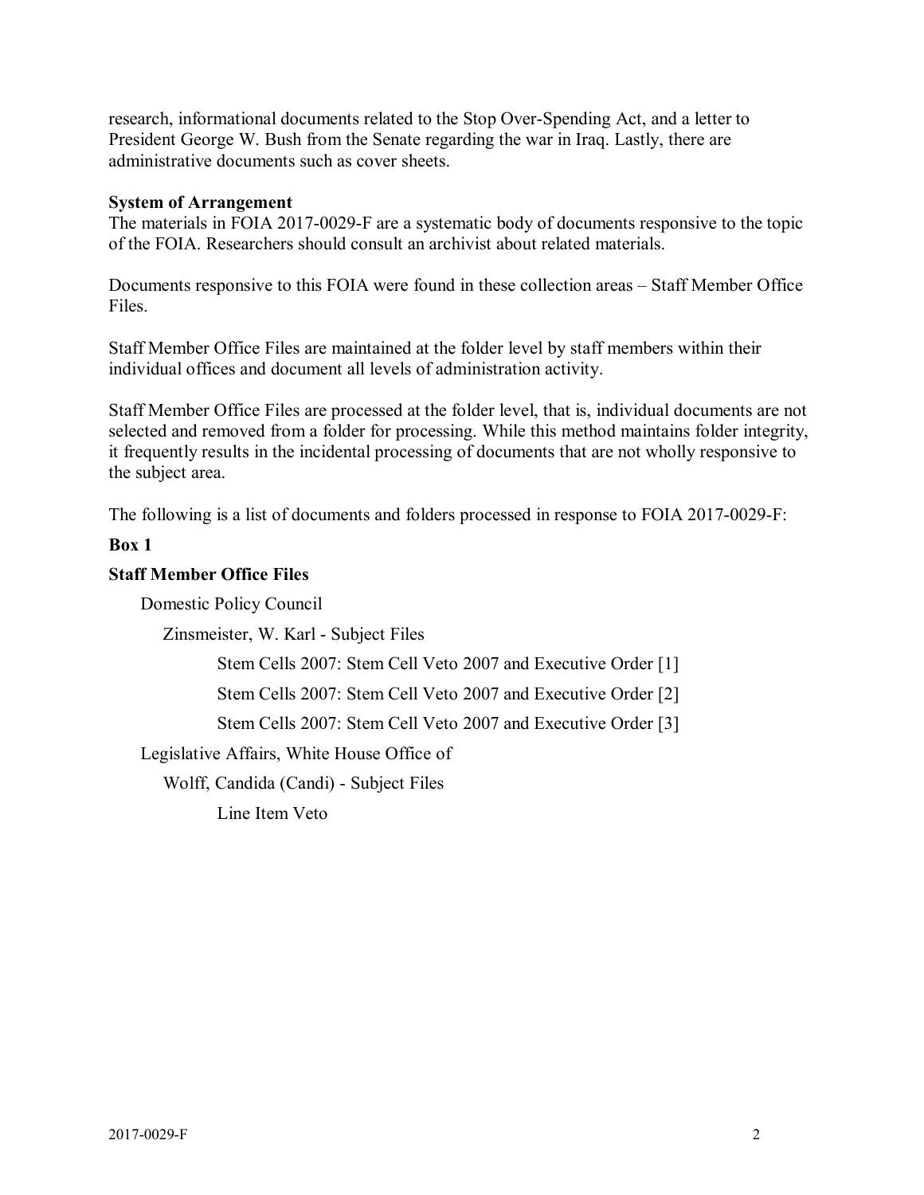research, informational documents related to the Stop Over-Spending Act, and a letter to President George W. Bush from the Senate regarding the war in Iraq. Lastly, there are administrative documents such as cover sheets.

**System of Arrangement**

The materials in FOIA 2017-0029-F are a systematic body of documents responsive to the topic of the FOIA. Researchers should consult an archivist about related materials.

Documents responsive to this FOIA were found in these collection areas – Staff Member Office Files.

Staff Member Office Files are maintained at the folder level by staff members within their individual offices and document all levels of administration activity.

Staff Member Office Files are processed at the folder level, that is, individual documents are not selected and removed from a folder for processing. While this method maintains folder integrity, it frequently results in the incidental processing of documents that are not wholly responsive to the subject area.

The following is a list of documents and folders processed in response to FOIA 2017-0029-F:

**Box 1**

**Staff Member Office Files**

- Domestic Policy Council
  - Zinsmeister, W. Karl - Subject Files
    - Stem Cells 2007: Stem Cell Veto 2007 and Executive Order [1]
    - Stem Cells 2007: Stem Cell Veto 2007 and Executive Order [2]
    - Stem Cells 2007: Stem Cell Veto 2007 and Executive Order [3]
- Legislative Affairs, White House Office of
  - Wolff, Candida (Candi) - Subject Files
    - Line Item Veto